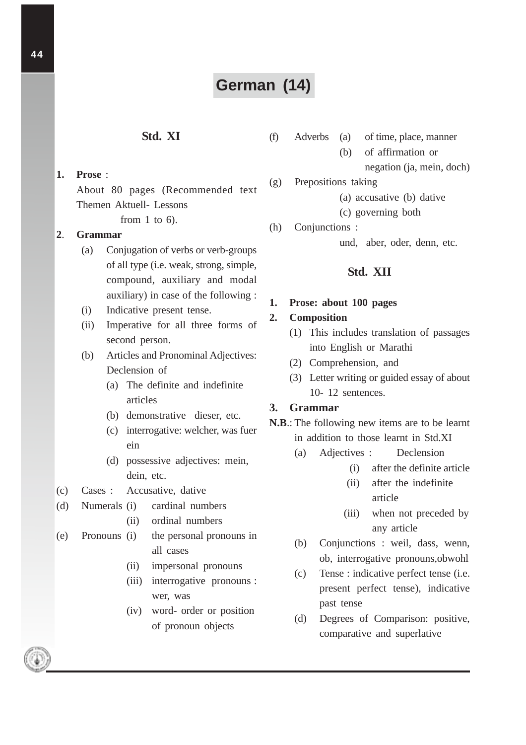# German (14)

## Std. XI

1. **Prose** :
   About 80 pages (Recommended text Themen Aktuell- Lessons from 1 to 6).

2. **Grammar**
   - (a) Conjugation of verbs or verb-groups of all type (i.e. weak, strong, simple, compound, auxiliary and modal auxiliary) in case of the following :
   - (i) Indicative present tense.
   - (ii) Imperative for all three forms of second person.
   - (b) Articles and Pronominal Adjectives: Declension of
     - (a) The definite and indefinite articles
     - (b) demonstrative dieser, etc.
     - (c) interrogative: welcher, was fuer ein
     - (d) possessive adjectives: mein, dein, etc.
   - (c) Cases : Accusative, dative
   - (d) Numerals
     - (i) cardinal numbers
     - (ii) ordinal numbers
   - (e) Pronouns
     - (i) the personal pronouns in all cases
     - (ii) impersonal pronouns
     - (iii) interrogative pronouns : wer, was
     - (iv) word- order or position of pronoun objects
   - (f) Adverbs
     - (a) of time, place, manner
     - (b) of affirmation or negation (ja, mein, doch)
   - (g) Prepositions taking
     - (a) accusative (b) dative
     - (c) governing both
   - (h) Conjunctions :
     und, aber, oder, denn, etc.

## Std. XII

1. **Prose: about 100 pages**
2. **Composition**
   - (1) This includes translation of passages into English or Marathi
   - (2) Comprehension, and
   - (3) Letter writing or guided essay of about 10- 12 sentences.
3. **Grammar**

**N.B.**: The following new items are to be learnt in addition to those learnt in Std.XI

- (a) Adjectives : Declension
  - (i) after the definite article
  - (ii) after the indefinite article
  - (iii) when not preceded by any article
- (b) Conjunctions : weil, dass, wenn, ob, interrogative pronouns,obwohl
- (c) Tense : indicative perfect tense (i.e. present perfect tense), indicative past tense
- (d) Degrees of Comparison: positive, comparative and superlative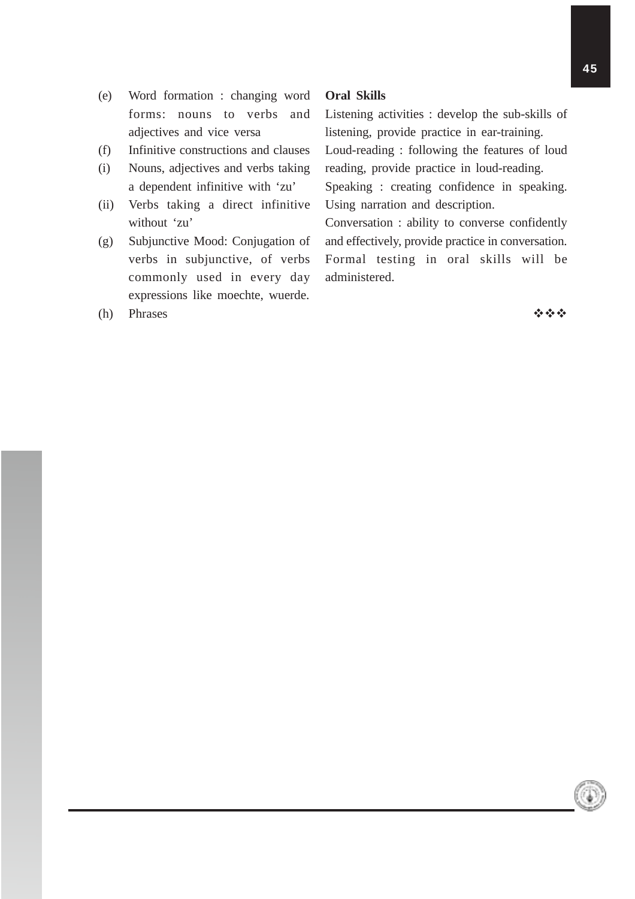(e) Word formation : changing word forms: nouns to verbs and adjectives and vice versa

(f) Infinitive constructions and clauses

(i) Nouns, adjectives and verbs taking a dependent infinitive with 'zu'

(ii) Verbs taking a direct infinitive without 'zu'

(g) Subjunctive Mood: Conjugation of verbs in subjunctive, of verbs commonly used in every day expressions like moechte, wuerde.

(h) Phrases

**Oral Skills**

Listening activities : develop the sub-skills of listening, provide practice in ear-training.

Loud-reading : following the features of loud reading, provide practice in loud-reading.

Speaking : creating confidence in speaking. Using narration and description.

Conversation : ability to converse confidently and effectively, provide practice in conversation. Formal testing in oral skills will be administered.

❖❖❖